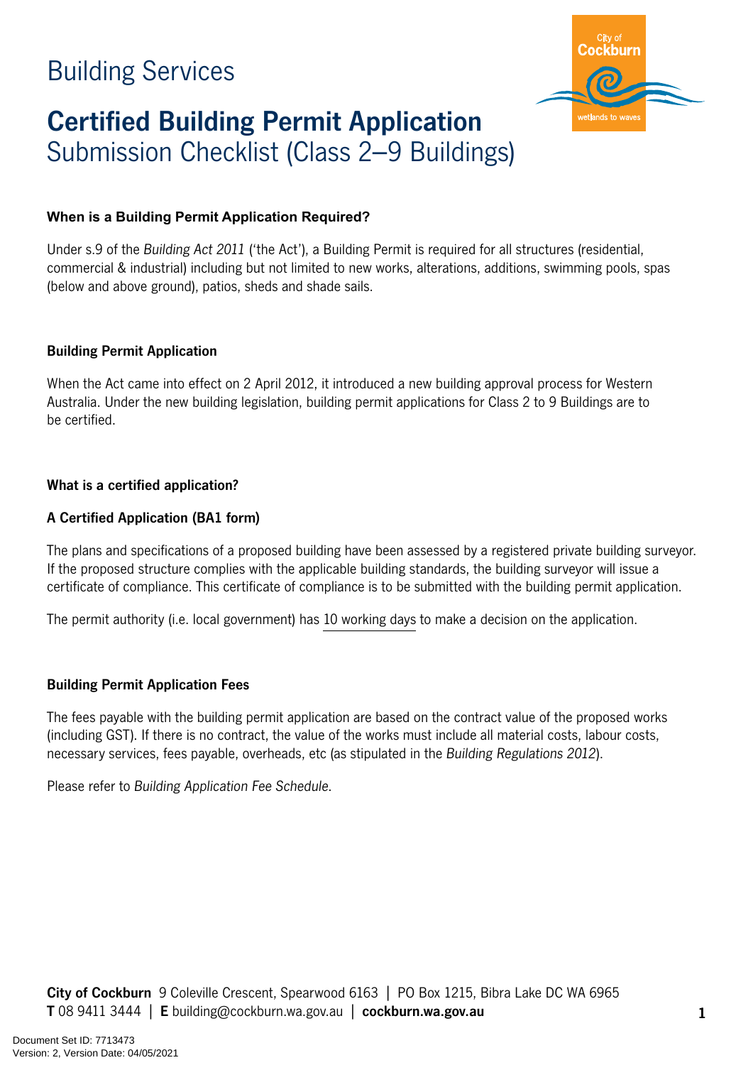# Building Services

# Certified Building Permit Application

## Submission Checklist (Class 2–9 Buildings)

### When is a Building Permit Application Required?

Under s.9 of the *Building Act 2011* ('the Act'), a Building Permit is required for all structures (residential, commercial & industrial) including but not limited to new works, alterations, additions, swimming pools, spas (below and above ground), patios, sheds and shade sails.

### Building Permit Application

When the Act came into effect on 2 April 2012, it introduced a new building approval process for Western Australia. Under the new building legislation, building permit applications for Class 2 to 9 Buildings are to be certified.

### What is a certified application?

### A Certified Application (BA1 form)

The plans and specifications of a proposed building have been assessed by a registered private building surveyor. If the proposed structure complies with the applicable building standards, the building surveyor will issue a certificate of compliance. This certificate of compliance is to be submitted with the building permit application.

The permit authority (i.e. local government) has 10 working days to make a decision on the application.

### Building Permit Application Fees

The fees payable with the building permit application are based on the contract value of the proposed works (including GST). If there is no contract, the value of the works must include all material costs, labour costs, necessary services, fees payable, overheads, etc (as stipulated in the *Building Regulations 2012*).

Please refer to *Building Application Fee Schedule*.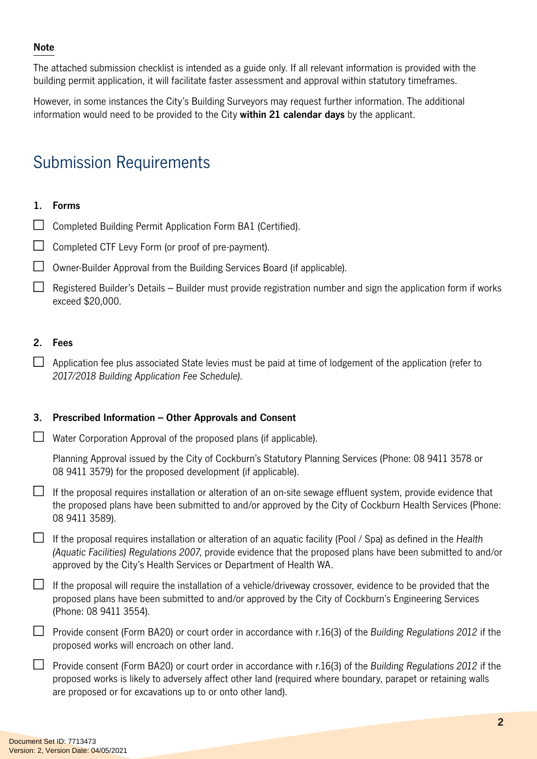**Note**

The attached submission checklist is intended as a guide only. If all relevant information is provided with the building permit application, it will facilitate faster assessment and approval within statutory timeframes.

However, in some instances the City's Building Surveyors may request further information. The additional information would need to be provided to the City **within 21 calendar days** by the applicant.

# Submission Requirements

**1. Forms**

- ☐ Completed Building Permit Application Form BA1 (Certified).
- ☐ Completed CTF Levy Form (or proof of pre-payment).
- ☐ Owner-Builder Approval from the Building Services Board (if applicable).
- ☐ Registered Builder's Details – Builder must provide registration number and sign the application form if works exceed $20,000.

**2. Fees**

- ☐ Application fee plus associated State levies must be paid at time of lodgement of the application (refer to *2017/2018 Building Application Fee Schedule).*

**3. Prescribed Information – Other Approvals and Consent**

- ☐ Water Corporation Approval of the proposed plans (if applicable).

  Planning Approval issued by the City of Cockburn's Statutory Planning Services (Phone: 08 9411 3578 or 08 9411 3579) for the proposed development (if applicable).

- ☐ If the proposal requires installation or alteration of an on-site sewage effluent system, provide evidence that the proposed plans have been submitted to and/or approved by the City of Cockburn Health Services (Phone: 08 9411 3589).
- ☐ If the proposal requires installation or alteration of an aquatic facility (Pool / Spa) as defined in the *Health (Aquatic Facilities) Regulations 2007*, provide evidence that the proposed plans have been submitted to and/or approved by the City's Health Services or Department of Health WA.
- ☐ If the proposal will require the installation of a vehicle/driveway crossover, evidence to be provided that the proposed plans have been submitted to and/or approved by the City of Cockburn's Engineering Services (Phone: 08 9411 3554).
- ☐ Provide consent (Form BA20) or court order in accordance with r.16(3) of the *Building Regulations 2012* if the proposed works will encroach on other land.
- ☐ Provide consent (Form BA20) or court order in accordance with r.16(3) of the *Building Regulations 2012* if the proposed works is likely to adversely affect other land (required where boundary, parapet or retaining walls are proposed or for excavations up to or onto other land).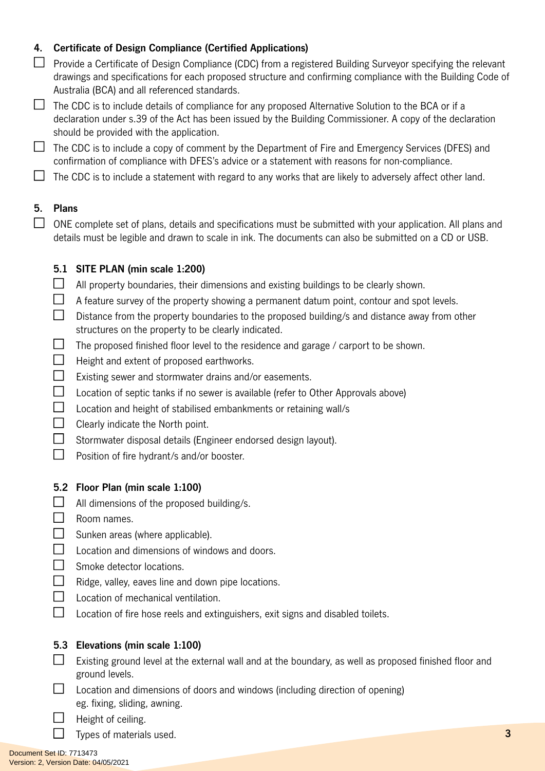## 4. Certificate of Design Compliance (Certified Applications)

- ☐ Provide a Certificate of Design Compliance (CDC) from a registered Building Surveyor specifying the relevant drawings and specifications for each proposed structure and confirming compliance with the Building Code of Australia (BCA) and all referenced standards.
- ☐ The CDC is to include details of compliance for any proposed Alternative Solution to the BCA or if a declaration under s.39 of the Act has been issued by the Building Commissioner. A copy of the declaration should be provided with the application.
- ☐ The CDC is to include a copy of comment by the Department of Fire and Emergency Services (DFES) and confirmation of compliance with DFES's advice or a statement with reasons for non-compliance.
- ☐ The CDC is to include a statement with regard to any works that are likely to adversely affect other land.

## 5. Plans

- ☐ ONE complete set of plans, details and specifications must be submitted with your application. All plans and details must be legible and drawn to scale in ink. The documents can also be submitted on a CD or USB.

### 5.1 SITE PLAN (min scale 1:200)

- ☐ All property boundaries, their dimensions and existing buildings to be clearly shown.
- ☐ A feature survey of the property showing a permanent datum point, contour and spot levels.
- ☐ Distance from the property boundaries to the proposed building/s and distance away from other structures on the property to be clearly indicated.
- ☐ The proposed finished floor level to the residence and garage / carport to be shown.
- ☐ Height and extent of proposed earthworks.
- ☐ Existing sewer and stormwater drains and/or easements.
- ☐ Location of septic tanks if no sewer is available (refer to Other Approvals above)
- ☐ Location and height of stabilised embankments or retaining wall/s
- ☐ Clearly indicate the North point.
- ☐ Stormwater disposal details (Engineer endorsed design layout).
- ☐ Position of fire hydrant/s and/or booster.

### 5.2 Floor Plan (min scale 1:100)

- ☐ All dimensions of the proposed building/s.
- ☐ Room names.
- ☐ Sunken areas (where applicable).
- ☐ Location and dimensions of windows and doors.
- ☐ Smoke detector locations.
- ☐ Ridge, valley, eaves line and down pipe locations.
- ☐ Location of mechanical ventilation.
- ☐ Location of fire hose reels and extinguishers, exit signs and disabled toilets.

### 5.3 Elevations (min scale 1:100)

- ☐ Existing ground level at the external wall and at the boundary, as well as proposed finished floor and ground levels.
- ☐ Location and dimensions of doors and windows (including direction of opening) eg. fixing, sliding, awning.
- ☐ Height of ceiling.
- ☐ Types of materials used.

Document Set ID: 7713473
Version: 2, Version Date: 04/05/2021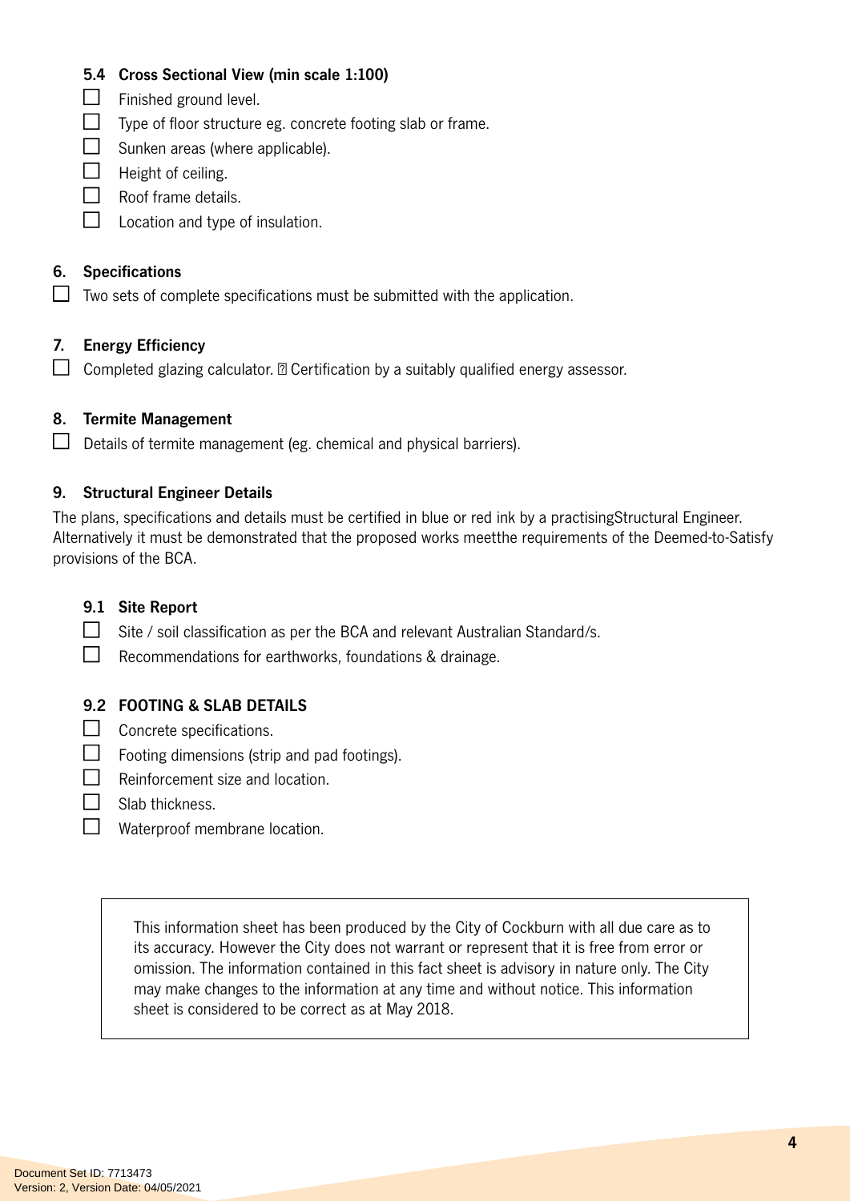### 5.4 Cross Sectional View (min scale 1:100)

- ☐ Finished ground level.
- ☐ Type of floor structure eg. concrete footing slab or frame.
- ☐ Sunken areas (where applicable).
- ☐ Height of ceiling.
- ☐ Roof frame details.
- ☐ Location and type of insulation.

## 6. Specifications

☐ Two sets of complete specifications must be submitted with the application.

## 7. Energy Efficiency

☐ Completed glazing calculator. ☐ Certification by a suitably qualified energy assessor.

## 8. Termite Management

☐ Details of termite management (eg. chemical and physical barriers).

## 9. Structural Engineer Details

The plans, specifications and details must be certified in blue or red ink by a practisingStructural Engineer. Alternatively it must be demonstrated that the proposed works meetthe requirements of the Deemed-to-Satisfy provisions of the BCA.

### 9.1 Site Report

- ☐ Site / soil classification as per the BCA and relevant Australian Standard/s.
- ☐ Recommendations for earthworks, foundations & drainage.

### 9.2 FOOTING & SLAB DETAILS

- ☐ Concrete specifications.
- ☐ Footing dimensions (strip and pad footings).
- ☐ Reinforcement size and location.
- ☐ Slab thickness.
- ☐ Waterproof membrane location.

This information sheet has been produced by the City of Cockburn with all due care as to its accuracy. However the City does not warrant or represent that it is free from error or omission. The information contained in this fact sheet is advisory in nature only. The City may make changes to the information at any time and without notice. This information sheet is considered to be correct as at May 2018.

Document Set ID: 7713473
Version: 2, Version Date: 04/05/2021